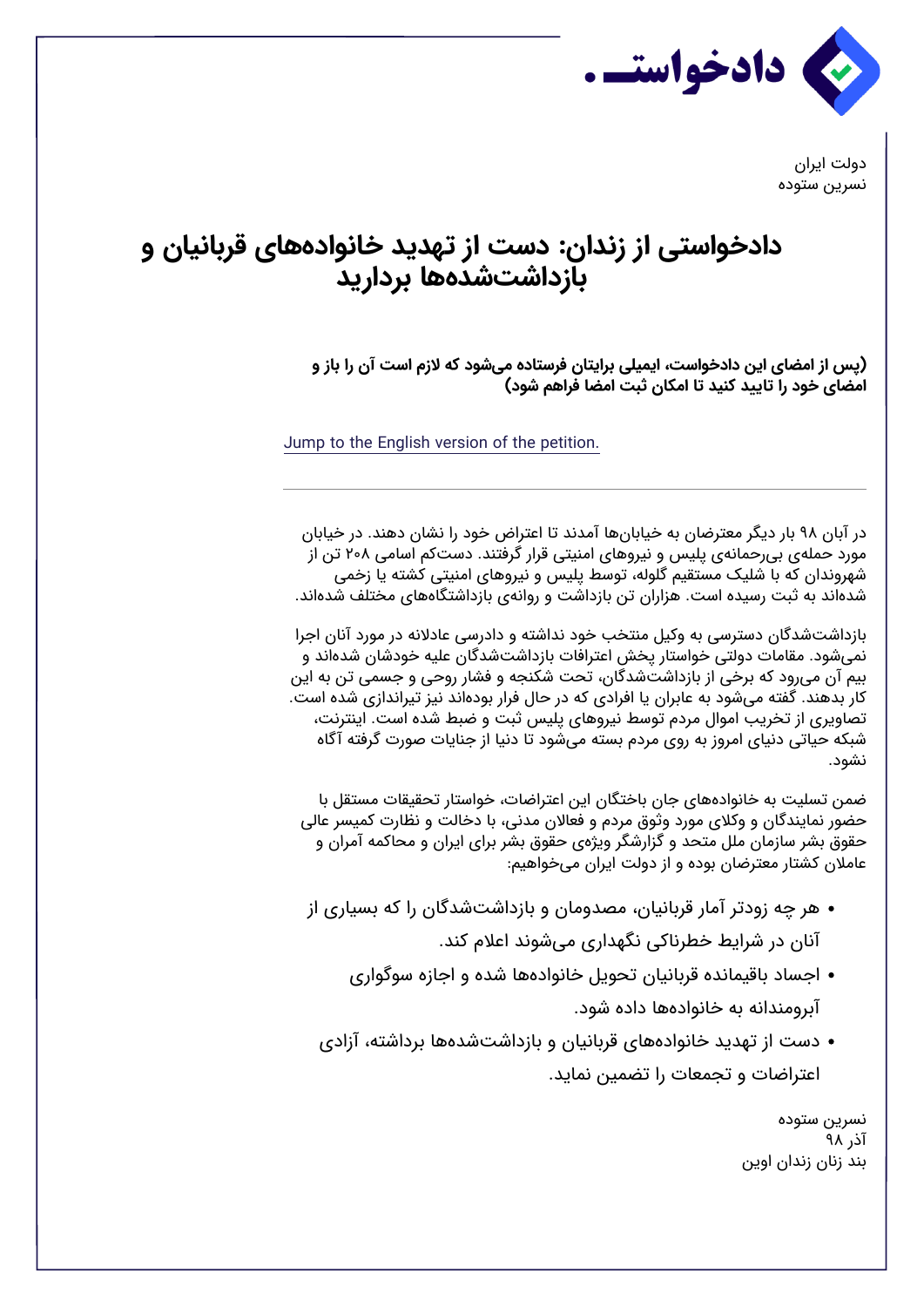دادخواست.

دولت ایران
نسرین ستوده

# دادخواستی از زندان: دست از تهدید خانواده‌های قربانیان و بازداشت‌شده‌ها بردارید

**(پس از امضای این دادخواست، ایمیلی برایتان فرستاده می‌شود که لازم است آن را باز و امضای خود را تایید کنید تا امکان ثبت امضا فراهم شود)**

Jump to the English version of the petition.

---

در آبان ۹۸ بار دیگر معترضان به خیابان‌ها آمدند تا اعتراض خود را نشان دهند. در خیابان مورد حمله‌ی بی‌رحمانه‌ی پلیس و نیروهای امنیتی قرار گرفتند. دست‌کم اسامی ۲۰۸ تن از شهروندان که با شلیک مستقیم گلوله، توسط پلیس و نیروهای امنیتی کشته یا زخمی شده‌اند به ثبت رسیده است. هزاران تن بازداشت و روانه‌ی بازداشتگاه‌های مختلف شده‌اند.

بازداشت‌شدگان دسترسی به وکیل منتخب خود نداشته و دادرسی عادلانه در مورد آنان اجرا نمی‌شود. مقامات دولتی خواستار پخش اعترافات بازداشت‌شدگان علیه خودشان شده‌اند و بیم آن می‌رود که برخی از بازداشت‌شدگان، تحت شکنجه و فشار روحی و جسمی تن به این کار بدهند. گفته می‌شود به عابران یا افرادی که در حال فرار بوده‌اند نیز تیراندازی شده است. تصاویری از تخریب اموال مردم توسط نیروهای پلیس ثبت و ضبط شده است. اینترنت، شبکه حیاتی دنیای امروز به روی مردم بسته می‌شود تا دنیا از جنایات صورت گرفته آگاه نشود.

ضمن تسلیت به خانواده‌های جان باختگان این اعتراضات، خواستار تحقیقات مستقل با حضور نمایندگان و وکلای مورد وثوق مردم و فعالان مدنی، با دخالت و نظارت کمیسر عالی حقوق بشر سازمان ملل متحد و گزارشگر ویژه‌ی حقوق بشر برای ایران و محاکمه آمران و عاملان کشتار معترضان بوده و از دولت ایران می‌خواهیم:

- هر چه زودتر آمار قربانیان، مصدومان و بازداشت‌شدگان را که بسیاری از آنان در شرایط خطرناکی نگهداری می‌شوند اعلام کند.
- اجساد باقیمانده قربانیان تحویل خانواده‌ها شده و اجازه سوگواری آبرومندانه به خانواده‌ها داده شود.
- دست از تهدید خانواده‌های قربانیان و بازداشت‌شده‌ها برداشته، آزادی اعتراضات و تجمعات را تضمین نماید.

نسرین ستوده
آذر ۹۸
بند زنان زندان اوین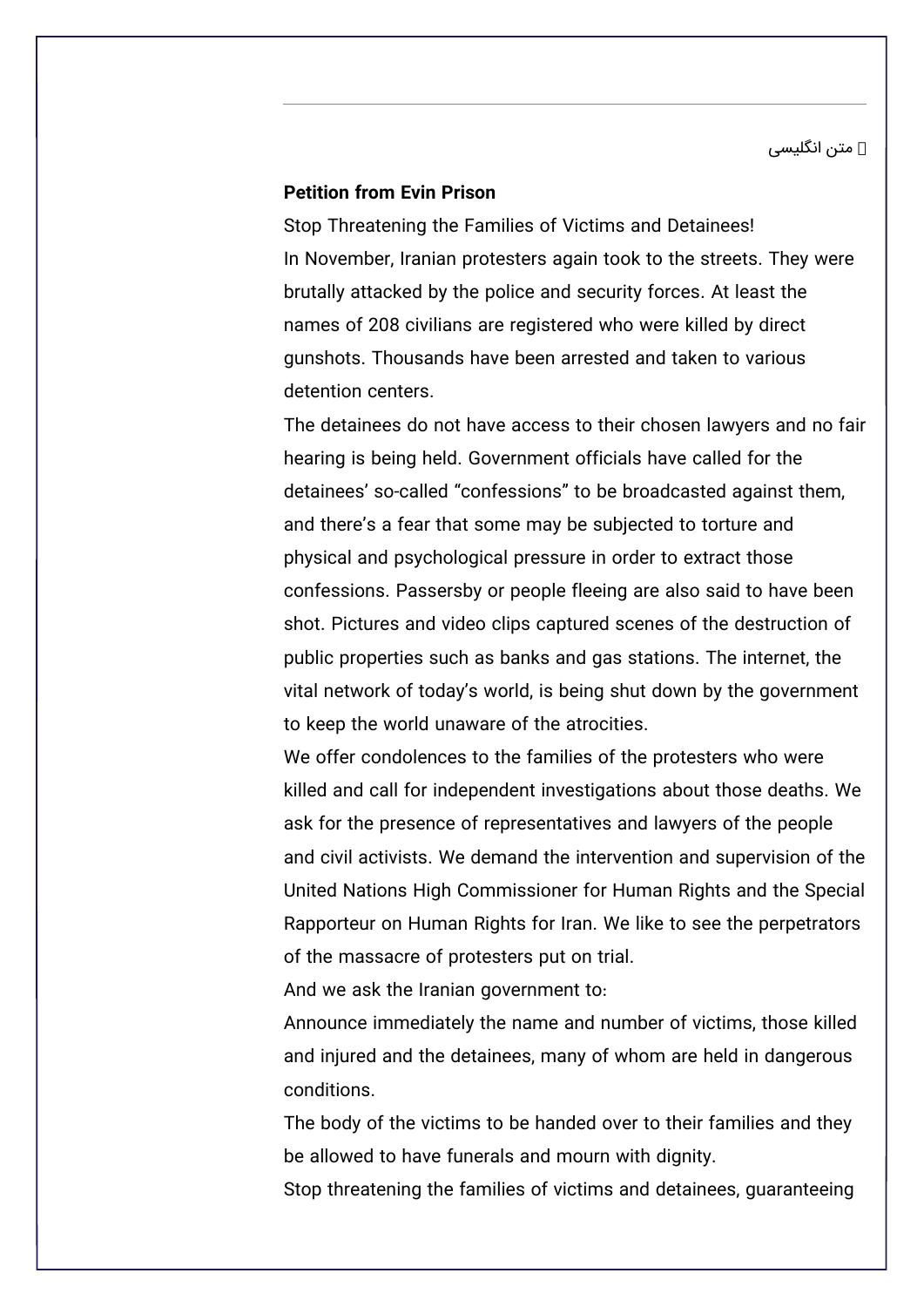متن انگلیسی

**Petition from Evin Prison**

Stop Threatening the Families of Victims and Detainees!

In November, Iranian protesters again took to the streets. They were brutally attacked by the police and security forces. At least the names of 208 civilians are registered who were killed by direct gunshots. Thousands have been arrested and taken to various detention centers.

The detainees do not have access to their chosen lawyers and no fair hearing is being held. Government officials have called for the detainees' so-called "confessions" to be broadcasted against them, and there's a fear that some may be subjected to torture and physical and psychological pressure in order to extract those confessions. Passersby or people fleeing are also said to have been shot. Pictures and video clips captured scenes of the destruction of public properties such as banks and gas stations. The internet, the vital network of today's world, is being shut down by the government to keep the world unaware of the atrocities.

We offer condolences to the families of the protesters who were killed and call for independent investigations about those deaths. We ask for the presence of representatives and lawyers of the people and civil activists. We demand the intervention and supervision of the United Nations High Commissioner for Human Rights and the Special Rapporteur on Human Rights for Iran. We like to see the perpetrators of the massacre of protesters put on trial.

And we ask the Iranian government to:

Announce immediately the name and number of victims, those killed and injured and the detainees, many of whom are held in dangerous conditions.

The body of the victims to be handed over to their families and they be allowed to have funerals and mourn with dignity.

Stop threatening the families of victims and detainees, guaranteeing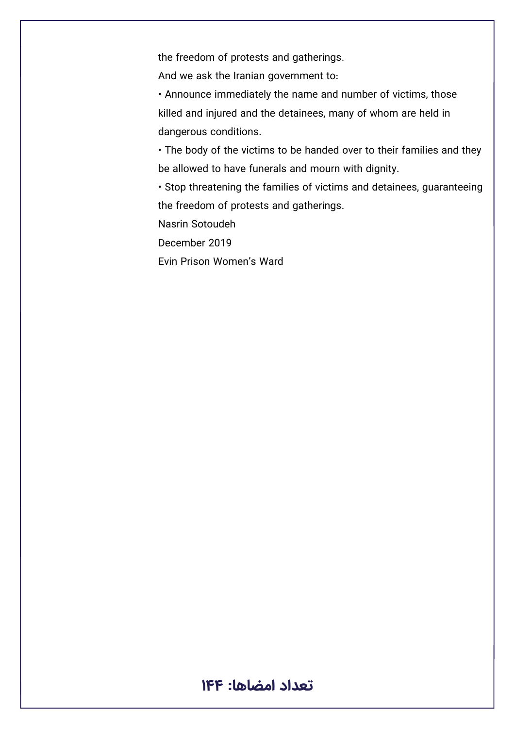the freedom of protests and gatherings.

And we ask the Iranian government to:

- Announce immediately the name and number of victims, those killed and injured and the detainees, many of whom are held in dangerous conditions.
- The body of the victims to be handed over to their families and they be allowed to have funerals and mourn with dignity.
- Stop threatening the families of victims and detainees, guaranteeing the freedom of protests and gatherings.

Nasrin Sotoudeh

December 2019

Evin Prison Women's Ward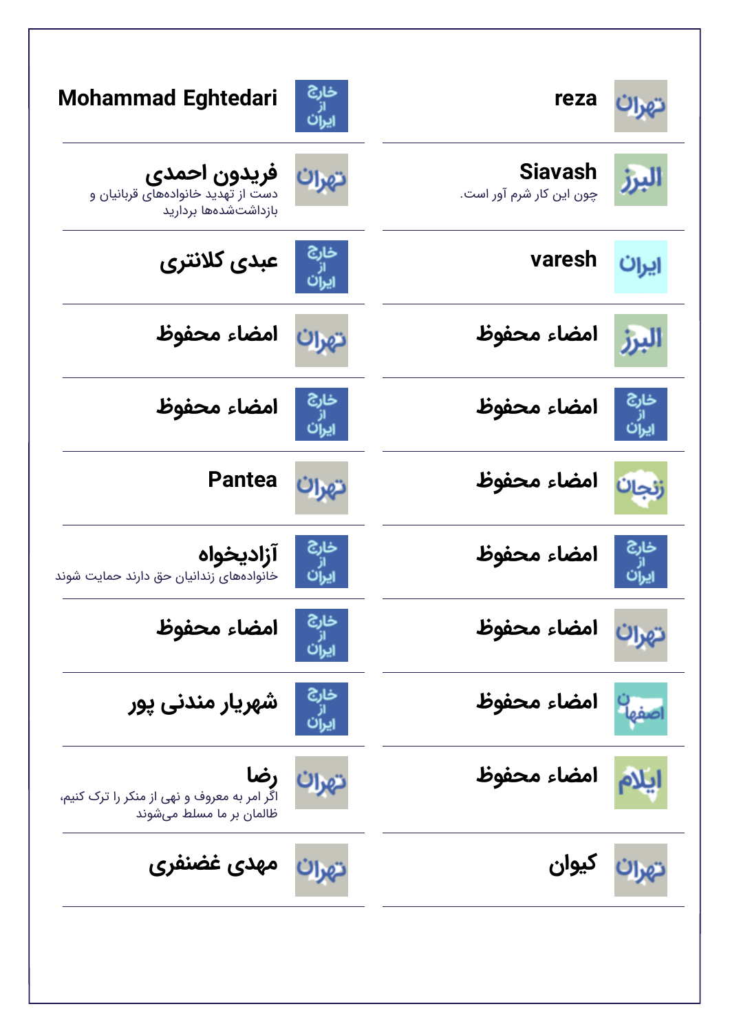**reza** — تهران

**Mohammad Eghtedari** — خارج از ایران

**Siavash** — البرز
چون این کار شرم آور است.

**فریدون احمدی** — تهران
دست از تهدید خانواده‌های قربانیان و بازداشت‌شده‌ها بردارید

**varesh** — ایران

**عبدی کلانتری** — خارج از ایران

**امضاء محفوظ** — البرز

**امضاء محفوظ** — تهران

**امضاء محفوظ** — خارج از ایران

**امضاء محفوظ** — خارج از ایران

**امضاء محفوظ** — زنجان

**Pantea** — تهران

**امضاء محفوظ** — خارج از ایران

**آزادیخواه** — خارج از ایران
خانواده‌های زندانیان حق دارند حمایت شوند

**امضاء محفوظ** — تهران

**امضاء محفوظ** — خارج از ایران

**امضاء محفوظ** — اصفهان

**شهریار مندنی پور** — خارج از ایران

**امضاء محفوظ** — ایلام

**رضا** — تهران
اگر امر به معروف و نهی از منکر را ترک کنیم، ظالمان بر ما مسلط می‌شوند

**کیوان** — تهران

**مهدی غضنفری** — تهران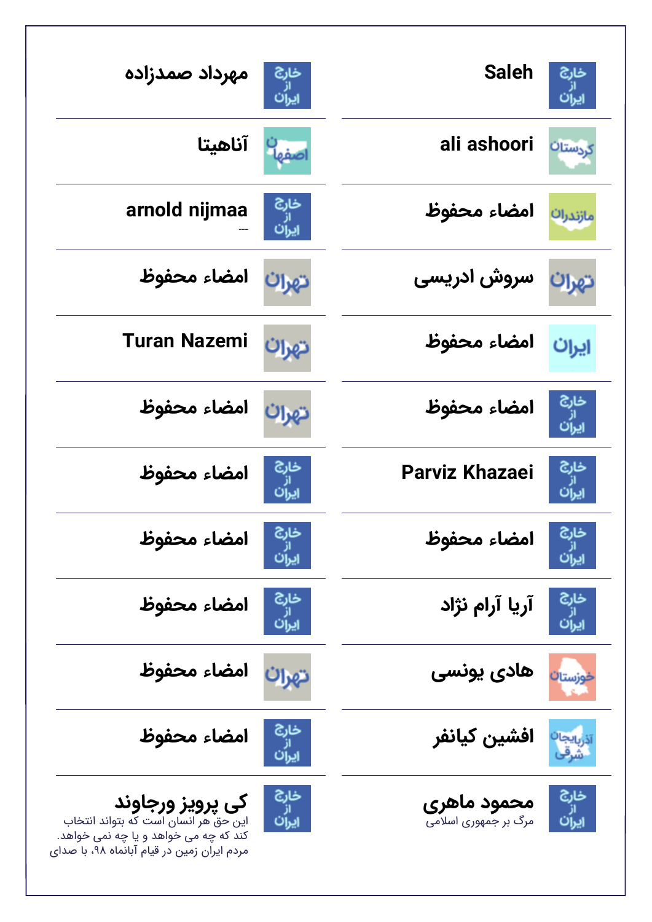Saleh
خارج از ایران

مهرداد صمدزاده
خارج از ایران

ali ashoori
کردستان

آناهیتا
اصفهان

امضاء محفوظ
مازندران

arnold nijmaa
---
خارج از ایران

سروش ادریسی
تهران

امضاء محفوظ
تهران

امضاء محفوظ
ایران

Turan Nazemi
تهران

امضاء محفوظ
خارج از ایران

امضاء محفوظ
تهران

Parviz Khazaei
خارج از ایران

امضاء محفوظ
خارج از ایران

امضاء محفوظ
خارج از ایران

امضاء محفوظ
خارج از ایران

آریا آرام نژاد
خارج از ایران

امضاء محفوظ
خارج از ایران

هادی یونسی
خوزستان

امضاء محفوظ
تهران

افشین کیانفر
آذربایجان شرقی

امضاء محفوظ
خارج از ایران

محمود ماهری
مرگ بر جمهوری اسلامی
خارج از ایران

کی پرویز ورجاوند
این حق هر انسان است که بتواند انتخاب کند که چه می خواهد و یا چه نمی خواهد. مردم ایران زمین در قیام آبانماه ۹۸، با صدای
خارج از ایران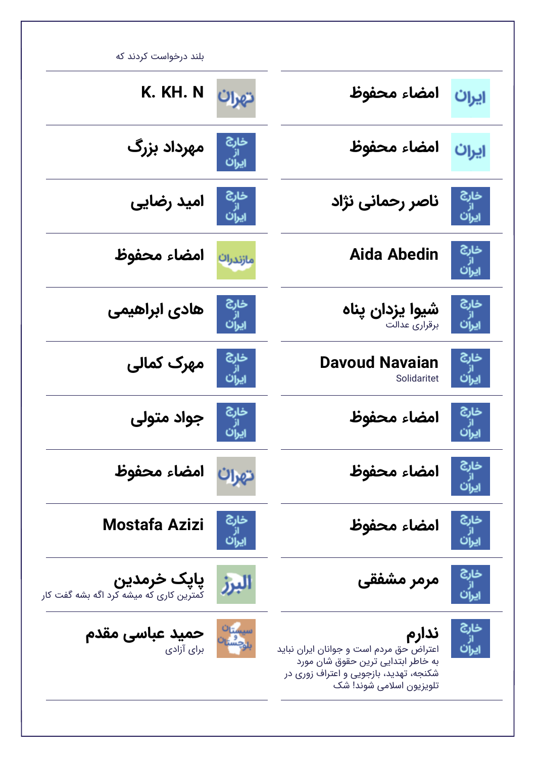بلند درخواست کردند که

| | |
|---|---|
| ایران — **امضاء محفوظ** | تهران — **K. KH. N** |
| ایران — **امضاء محفوظ** | خارج از ایران — **مهرداد بزرگ** |
| خارج از ایران — **ناصر رحمانی نژاد** | خارج از ایران — **امید رضایی** |
| خارج از ایران — **Aida Abedin** | مازندران — **امضاء محفوظ** |
| خارج از ایران — **شیوا یزدان پناه** برقراری عدالت | خارج از ایران — **هادی ابراهیمی** |
| خارج از ایران — **Davoud Navaian** Solidaritet | خارج از ایران — **مهرک کمالی** |
| خارج از ایران — **امضاء محفوظ** | خارج از ایران — **جواد متولی** |
| خارج از ایران — **امضاء محفوظ** | تهران — **امضاء محفوظ** |
| خارج از ایران — **امضاء محفوظ** | خارج از ایران — **Mostafa Azizi** |
| خارج از ایران — **مرمر مشفقی** | البرز — **پاپک خرمدین** کمترین کاری که میشه کرد اگه بشه گفت کار |
| خارج از ایران — **ندارم** اعتراض حق مردم است و جوانان ایران نباید به خاطر ابتدایی ترین حقوق شان مورد شکنجه، تهدید، بازجویی و اعتراف زوری در تلویزیون اسلامی شوند! شک | سیستان و بلوچستان — **حمید عباسی مقدم** برای آزادی |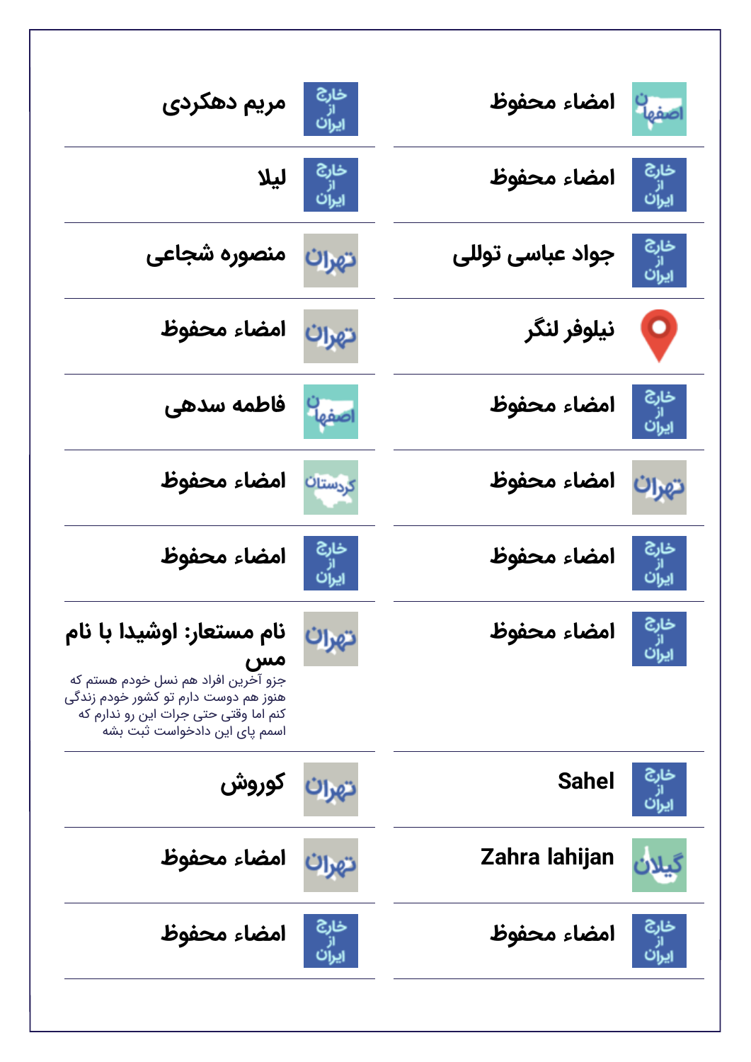| نام | محل |
| --- | --- |
| امضاء محفوظ | اصفهان |
| امضاء محفوظ | خارج از ایران |
| جواد عباسی توللی | خارج از ایران |
| نیلوفر لنگر | |
| امضاء محفوظ | خارج از ایران |
| امضاء محفوظ | تهران |
| امضاء محفوظ | خارج از ایران |
| امضاء محفوظ | خارج از ایران |
| Sahel | خارج از ایران |
| Zahra lahijan | گیلان |
| امضاء محفوظ | خارج از ایران |
| مریم دهکردی | خارج از ایران |
| لیلا | خارج از ایران |
| منصوره شجاعی | تهران |
| امضاء محفوظ | تهران |
| فاطمه سدهی | اصفهان |
| امضاء محفوظ | کردستان |
| امضاء محفوظ | خارج از ایران |
| نام مستعار: اوشیدا با نام مس<br>جزو آخرین افراد هم نسل خودم هستم که هنوز هم دوست دارم تو کشور خودم زندگی کنم اما وقتی حتی جرات این رو ندارم که اسمم پای این دادخواست ثبت بشه | تهران |
| کوروش | تهران |
| امضاء محفوظ | تهران |
| امضاء محفوظ | خارج از ایران |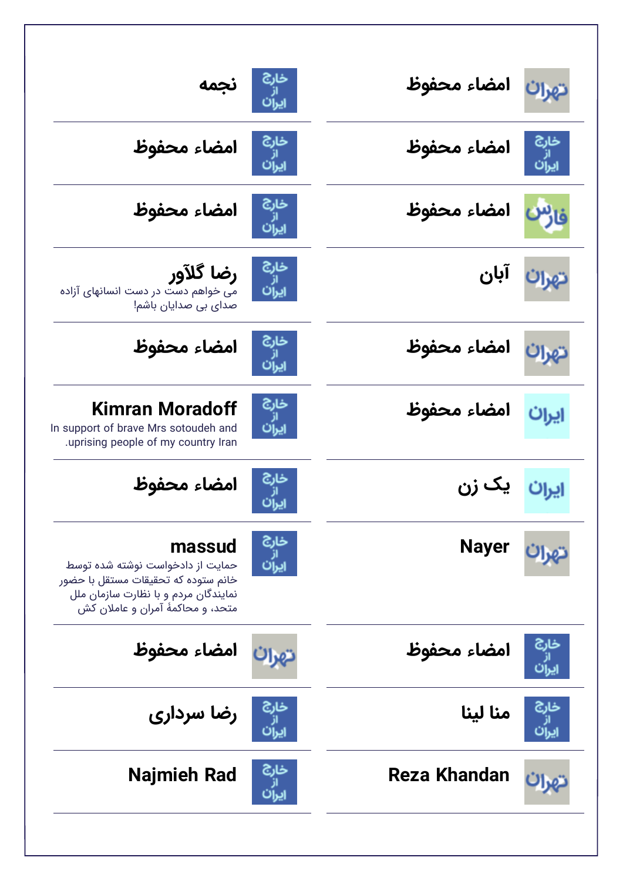امضاء محفوظ
تهران

نجمه
خارج از ایران

امضاء محفوظ
خارج از ایران

امضاء محفوظ
خارج از ایران

امضاء محفوظ
فارس

امضاء محفوظ
خارج از ایران

آبان
تهران

رضا گلآور
خارج از ایران
می خواهم دست در دست انسانهای آزاده صدای بی صدایان باشم!

امضاء محفوظ
تهران

امضاء محفوظ
خارج از ایران

امضاء محفوظ
ایران

Kimran Moradoff
خارج از ایران
In support of brave Mrs sotoudeh and uprising people of my country Iran.

یک زن
ایران

امضاء محفوظ
خارج از ایران

Nayer
تهران

massud
خارج از ایران
حمایت از دادخواست نوشته شده توسط خانم ستوده که تحقیقات مستقل با حضور نمایندگان مردم و با نظارت سازمان ملل متحد، و محاکمهٔ آمران و عاملان کش

امضاء محفوظ
خارج از ایران

امضاء محفوظ
تهران

منا لینا
خارج از ایران

رضا سرداری
خارج از ایران

Reza Khandan
تهران

Najmieh Rad
خارج از ایران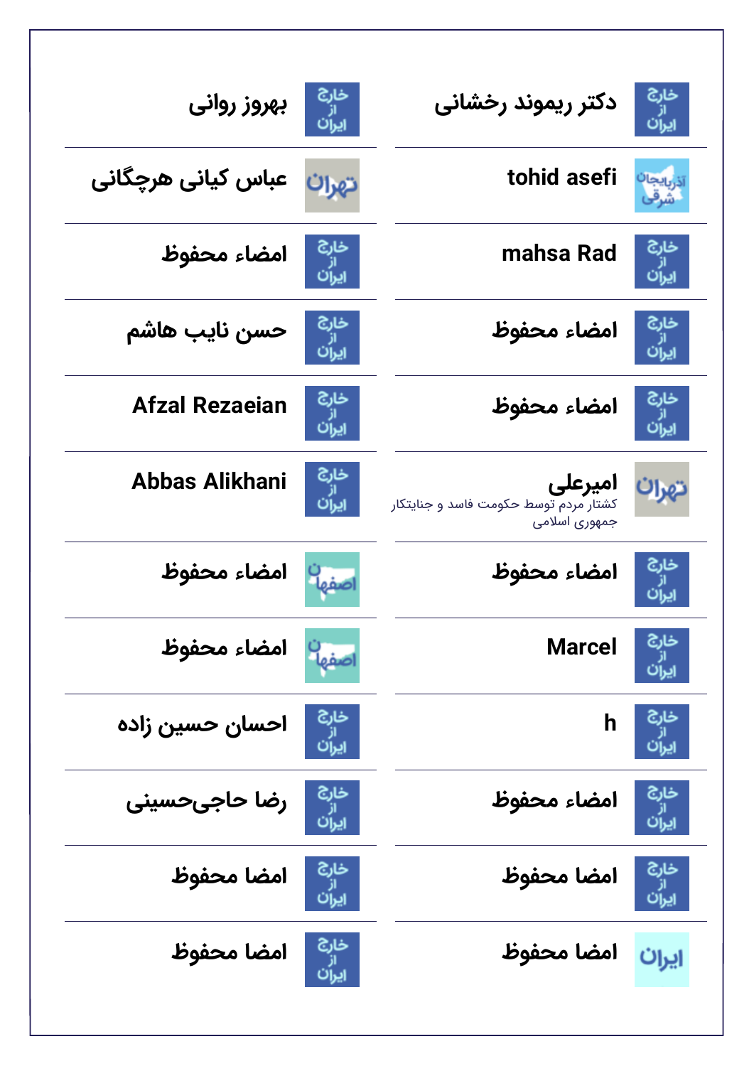دکتر ریموند رخشانی

بهروز روانی

tohid asefi

عباس کیانی هرچگانی

mahsa Rad

امضاء محفوظ

امضاء محفوظ

حسن نایب هاشم

امضاء محفوظ

Afzal Rezaeian

امیرعلی
کشتار مردم توسط حکومت فاسد و جنایتکار جمهوری اسلامی

Abbas Alikhani

امضاء محفوظ

امضاء محفوظ

Marcel

امضاء محفوظ

h

احسان حسین زاده

امضاء محفوظ

رضا حاجی‌حسینی

امضا محفوظ

امضا محفوظ

امضا محفوظ

امضا محفوظ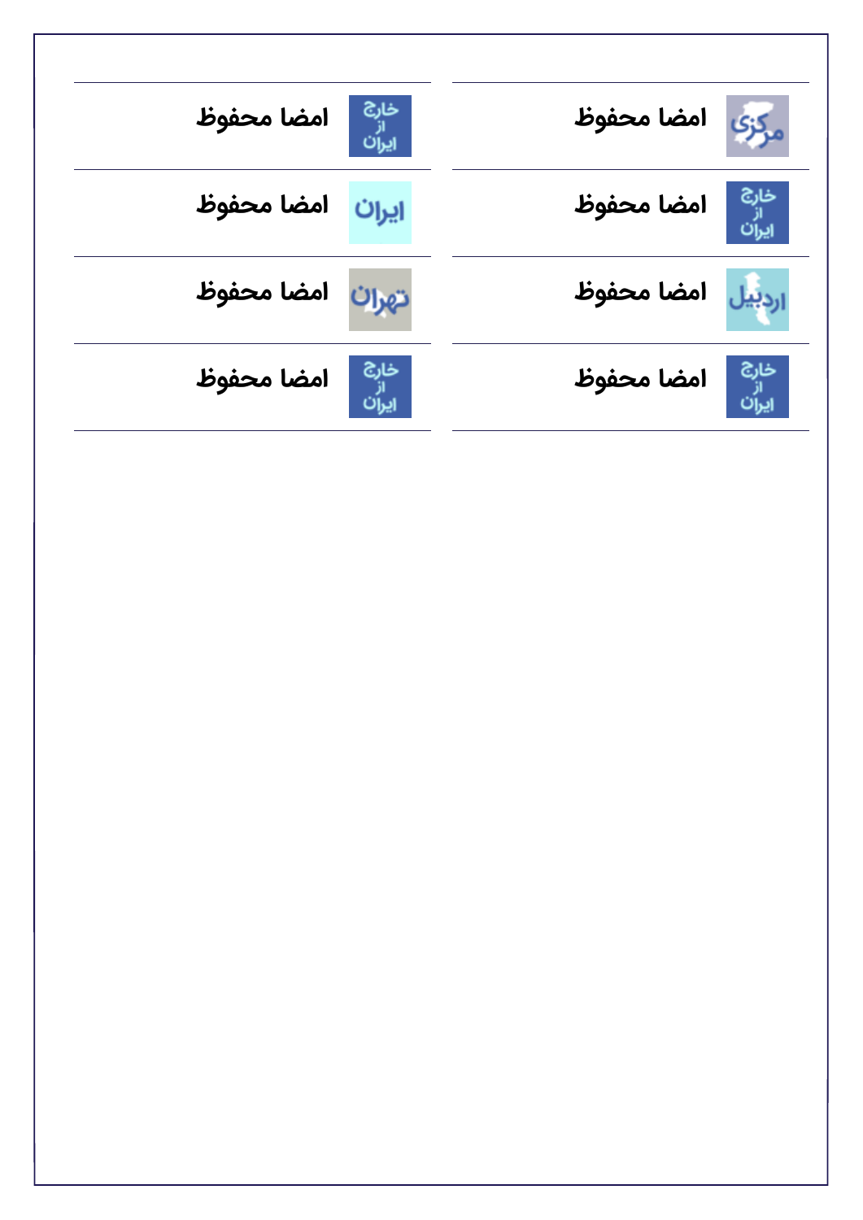امضا محفوظ

امضا محفوظ

امضا محفوظ

امضا محفوظ

امضا محفوظ

امضا محفوظ

امضا محفوظ

امضا محفوظ